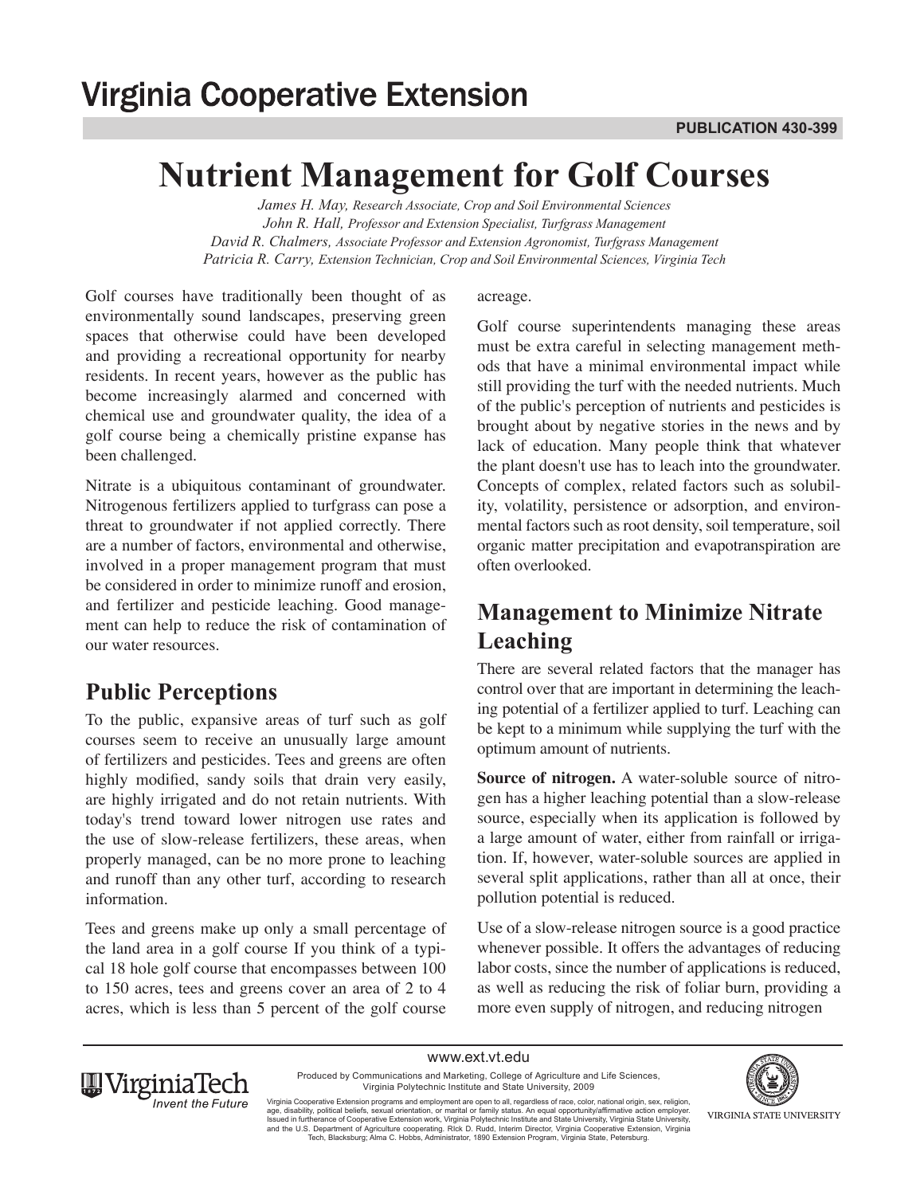Virginia Cooperative Extension

PUBLICATION 430-399

# Nutrient Management for Golf Courses

*James H. May, Research Associate, Crop and Soil Environmental Sciences*
*John R. Hall, Professor and Extension Specialist, Turfgrass Management*
*David R. Chalmers, Associate Professor and Extension Agronomist, Turfgrass Management*
*Patricia R. Carry, Extension Technician, Crop and Soil Environmental Sciences, Virginia Tech*

Golf courses have traditionally been thought of as environmentally sound landscapes, preserving green spaces that otherwise could have been developed and providing a recreational opportunity for nearby residents. In recent years, however as the public has become increasingly alarmed and concerned with chemical use and groundwater quality, the idea of a golf course being a chemically pristine expanse has been challenged.

Nitrate is a ubiquitous contaminant of groundwater. Nitrogenous fertilizers applied to turfgrass can pose a threat to groundwater if not applied correctly. There are a number of factors, environmental and otherwise, involved in a proper management program that must be considered in order to minimize runoff and erosion, and fertilizer and pesticide leaching. Good management can help to reduce the risk of contamination of our water resources.

## Public Perceptions

To the public, expansive areas of turf such as golf courses seem to receive an unusually large amount of fertilizers and pesticides. Tees and greens are often highly modified, sandy soils that drain very easily, are highly irrigated and do not retain nutrients. With today's trend toward lower nitrogen use rates and the use of slow-release fertilizers, these areas, when properly managed, can be no more prone to leaching and runoff than any other turf, according to research information.

Tees and greens make up only a small percentage of the land area in a golf course If you think of a typical 18 hole golf course that encompasses between 100 to 150 acres, tees and greens cover an area of 2 to 4 acres, which is less than 5 percent of the golf course acreage.

Golf course superintendents managing these areas must be extra careful in selecting management methods that have a minimal environmental impact while still providing the turf with the needed nutrients. Much of the public's perception of nutrients and pesticides is brought about by negative stories in the news and by lack of education. Many people think that whatever the plant doesn't use has to leach into the groundwater. Concepts of complex, related factors such as solubility, volatility, persistence or adsorption, and environmental factors such as root density, soil temperature, soil organic matter precipitation and evapotranspiration are often overlooked.

## Management to Minimize Nitrate Leaching

There are several related factors that the manager has control over that are important in determining the leaching potential of a fertilizer applied to turf. Leaching can be kept to a minimum while supplying the turf with the optimum amount of nutrients.

**Source of nitrogen.** A water-soluble source of nitrogen has a higher leaching potential than a slow-release source, especially when its application is followed by a large amount of water, either from rainfall or irrigation. If, however, water-soluble sources are applied in several split applications, rather than all at once, their pollution potential is reduced.

Use of a slow-release nitrogen source is a good practice whenever possible. It offers the advantages of reducing labor costs, since the number of applications is reduced, as well as reducing the risk of foliar burn, providing a more even supply of nitrogen, and reducing nitrogen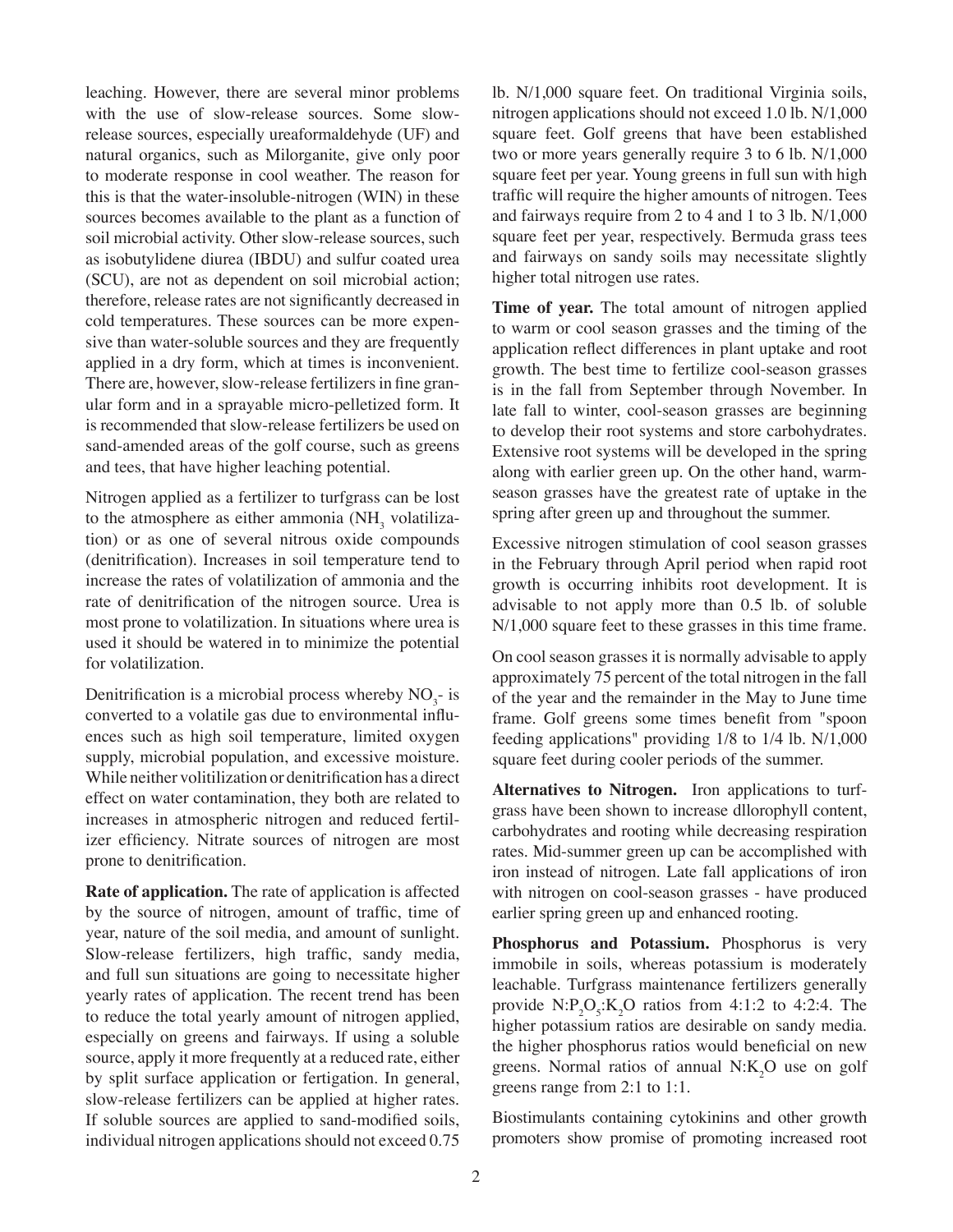leaching. However, there are several minor problems with the use of slow-release sources. Some slow-release sources, especially ureaformaldehyde (UF) and natural organics, such as Milorganite, give only poor to moderate response in cool weather. The reason for this is that the water-insoluble-nitrogen (WIN) in these sources becomes available to the plant as a function of soil microbial activity. Other slow-release sources, such as isobutylidene diurea (IBDU) and sulfur coated urea (SCU), are not as dependent on soil microbial action; therefore, release rates are not significantly decreased in cold temperatures. These sources can be more expensive than water-soluble sources and they are frequently applied in a dry form, which at times is inconvenient. There are, however, slow-release fertilizers in fine granular form and in a sprayable micro-pelletized form. It is recommended that slow-release fertilizers be used on sand-amended areas of the golf course, such as greens and tees, that have higher leaching potential.

Nitrogen applied as a fertilizer to turfgrass can be lost to the atmosphere as either ammonia ($NH_3$ volatilization) or as one of several nitrous oxide compounds (denitrification). Increases in soil temperature tend to increase the rates of volatilization of ammonia and the rate of denitrification of the nitrogen source. Urea is most prone to volatilization. In situations where urea is used it should be watered in to minimize the potential for volatilization.

Denitrification is a microbial process whereby $NO_3$- is converted to a volatile gas due to environmental influences such as high soil temperature, limited oxygen supply, microbial population, and excessive moisture. While neither volitilization or denitrification has a direct effect on water contamination, they both are related to increases in atmospheric nitrogen and reduced fertilizer efficiency. Nitrate sources of nitrogen are most prone to denitrification.

**Rate of application.** The rate of application is affected by the source of nitrogen, amount of traffic, time of year, nature of the soil media, and amount of sunlight. Slow-release fertilizers, high traffic, sandy media, and full sun situations are going to necessitate higher yearly rates of application. The recent trend has been to reduce the total yearly amount of nitrogen applied, especially on greens and fairways. If using a soluble source, apply it more frequently at a reduced rate, either by split surface application or fertigation. In general, slow-release fertilizers can be applied at higher rates. If soluble sources are applied to sand-modified soils, individual nitrogen applications should not exceed 0.75 lb. N/1,000 square feet. On traditional Virginia soils, nitrogen applications should not exceed 1.0 lb. N/1,000 square feet. Golf greens that have been established two or more years generally require 3 to 6 lb. N/1,000 square feet per year. Young greens in full sun with high traffic will require the higher amounts of nitrogen. Tees and fairways require from 2 to 4 and 1 to 3 lb. N/1,000 square feet per year, respectively. Bermuda grass tees and fairways on sandy soils may necessitate slightly higher total nitrogen use rates.

**Time of year.** The total amount of nitrogen applied to warm or cool season grasses and the timing of the application reflect differences in plant uptake and root growth. The best time to fertilize cool-season grasses is in the fall from September through November. In late fall to winter, cool-season grasses are beginning to develop their root systems and store carbohydrates. Extensive root systems will be developed in the spring along with earlier green up. On the other hand, warm-season grasses have the greatest rate of uptake in the spring after green up and throughout the summer.

Excessive nitrogen stimulation of cool season grasses in the February through April period when rapid root growth is occurring inhibits root development. It is advisable to not apply more than 0.5 lb. of soluble N/1,000 square feet to these grasses in this time frame.

On cool season grasses it is normally advisable to apply approximately 75 percent of the total nitrogen in the fall of the year and the remainder in the May to June time frame. Golf greens some times benefit from "spoon feeding applications" providing 1/8 to 1/4 lb. N/1,000 square feet during cooler periods of the summer.

**Alternatives to Nitrogen.** Iron applications to turfgrass have been shown to increase dllorophyll content, carbohydrates and rooting while decreasing respiration rates. Mid-summer green up can be accomplished with iron instead of nitrogen. Late fall applications of iron with nitrogen on cool-season grasses - have produced earlier spring green up and enhanced rooting.

**Phosphorus and Potassium.** Phosphorus is very immobile in soils, whereas potassium is moderately leachable. Turfgrass maintenance fertilizers generally provide $N:P_2O_5:K_2O$ ratios from 4:1:2 to 4:2:4. The higher potassium ratios are desirable on sandy media. the higher phosphorus ratios would beneficial on new greens. Normal ratios of annual $N:K_2O$ use on golf greens range from 2:1 to 1:1.

Biostimulants containing cytokinins and other growth promoters show promise of promoting increased root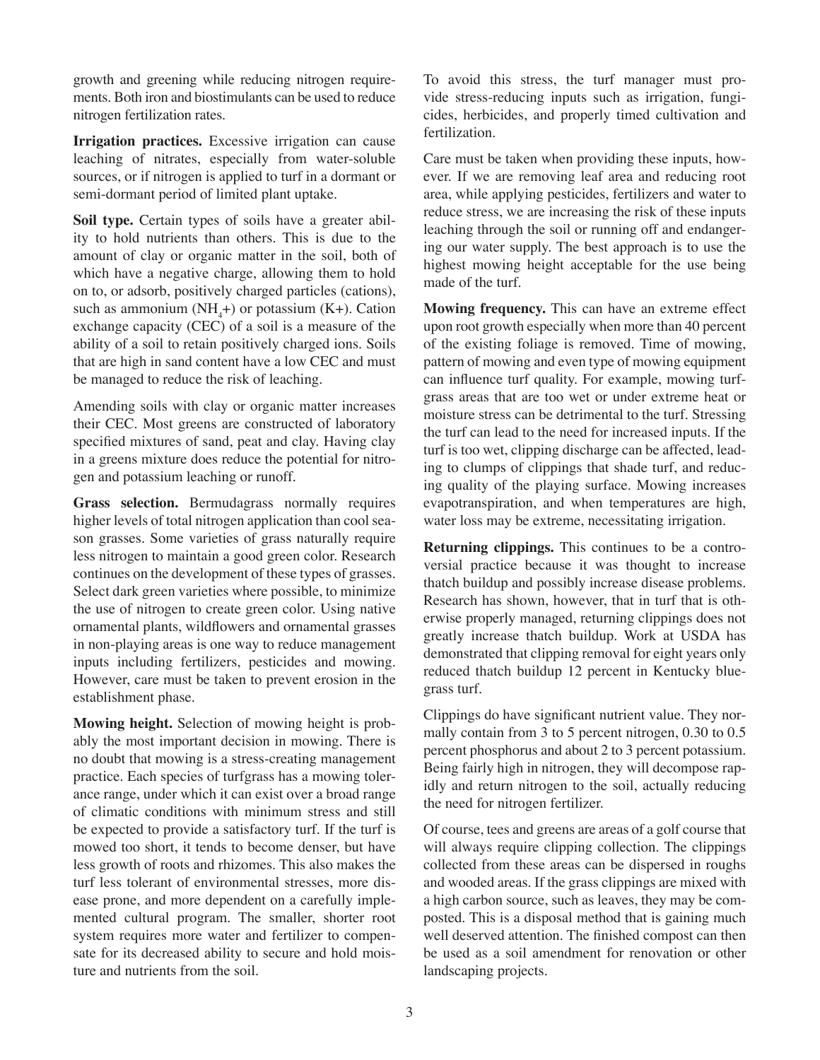growth and greening while reducing nitrogen requirements. Both iron and biostimulants can be used to reduce nitrogen fertilization rates.

**Irrigation practices.** Excessive irrigation can cause leaching of nitrates, especially from water-soluble sources, or if nitrogen is applied to turf in a dormant or semi-dormant period of limited plant uptake.

**Soil type.** Certain types of soils have a greater ability to hold nutrients than others. This is due to the amount of clay or organic matter in the soil, both of which have a negative charge, allowing them to hold on to, or adsorb, positively charged particles (cations), such as ammonium ($NH_4$+) or potassium (K+). Cation exchange capacity (CEC) of a soil is a measure of the ability of a soil to retain positively charged ions. Soils that are high in sand content have a low CEC and must be managed to reduce the risk of leaching.

Amending soils with clay or organic matter increases their CEC. Most greens are constructed of laboratory specified mixtures of sand, peat and clay. Having clay in a greens mixture does reduce the potential for nitrogen and potassium leaching or runoff.

**Grass selection.** Bermudagrass normally requires higher levels of total nitrogen application than cool season grasses. Some varieties of grass naturally require less nitrogen to maintain a good green color. Research continues on the development of these types of grasses. Select dark green varieties where possible, to minimize the use of nitrogen to create green color. Using native ornamental plants, wildflowers and ornamental grasses in non-playing areas is one way to reduce management inputs including fertilizers, pesticides and mowing. However, care must be taken to prevent erosion in the establishment phase.

**Mowing height.** Selection of mowing height is probably the most important decision in mowing. There is no doubt that mowing is a stress-creating management practice. Each species of turfgrass has a mowing tolerance range, under which it can exist over a broad range of climatic conditions with minimum stress and still be expected to provide a satisfactory turf. If the turf is mowed too short, it tends to become denser, but have less growth of roots and rhizomes. This also makes the turf less tolerant of environmental stresses, more disease prone, and more dependent on a carefully implemented cultural program. The smaller, shorter root system requires more water and fertilizer to compensate for its decreased ability to secure and hold moisture and nutrients from the soil.

To avoid this stress, the turf manager must provide stress-reducing inputs such as irrigation, fungicides, herbicides, and properly timed cultivation and fertilization.

Care must be taken when providing these inputs, however. If we are removing leaf area and reducing root area, while applying pesticides, fertilizers and water to reduce stress, we are increasing the risk of these inputs leaching through the soil or running off and endangering our water supply. The best approach is to use the highest mowing height acceptable for the use being made of the turf.

**Mowing frequency.** This can have an extreme effect upon root growth especially when more than 40 percent of the existing foliage is removed. Time of mowing, pattern of mowing and even type of mowing equipment can influence turf quality. For example, mowing turfgrass areas that are too wet or under extreme heat or moisture stress can be detrimental to the turf. Stressing the turf can lead to the need for increased inputs. If the turf is too wet, clipping discharge can be affected, leading to clumps of clippings that shade turf, and reducing quality of the playing surface. Mowing increases evapotranspiration, and when temperatures are high, water loss may be extreme, necessitating irrigation.

**Returning clippings.** This continues to be a controversial practice because it was thought to increase thatch buildup and possibly increase disease problems. Research has shown, however, that in turf that is otherwise properly managed, returning clippings does not greatly increase thatch buildup. Work at USDA has demonstrated that clipping removal for eight years only reduced thatch buildup 12 percent in Kentucky bluegrass turf.

Clippings do have significant nutrient value. They normally contain from 3 to 5 percent nitrogen, 0.30 to 0.5 percent phosphorus and about 2 to 3 percent potassium. Being fairly high in nitrogen, they will decompose rapidly and return nitrogen to the soil, actually reducing the need for nitrogen fertilizer.

Of course, tees and greens are areas of a golf course that will always require clipping collection. The clippings collected from these areas can be dispersed in roughs and wooded areas. If the grass clippings are mixed with a high carbon source, such as leaves, they may be composted. This is a disposal method that is gaining much well deserved attention. The finished compost can then be used as a soil amendment for renovation or other landscaping projects.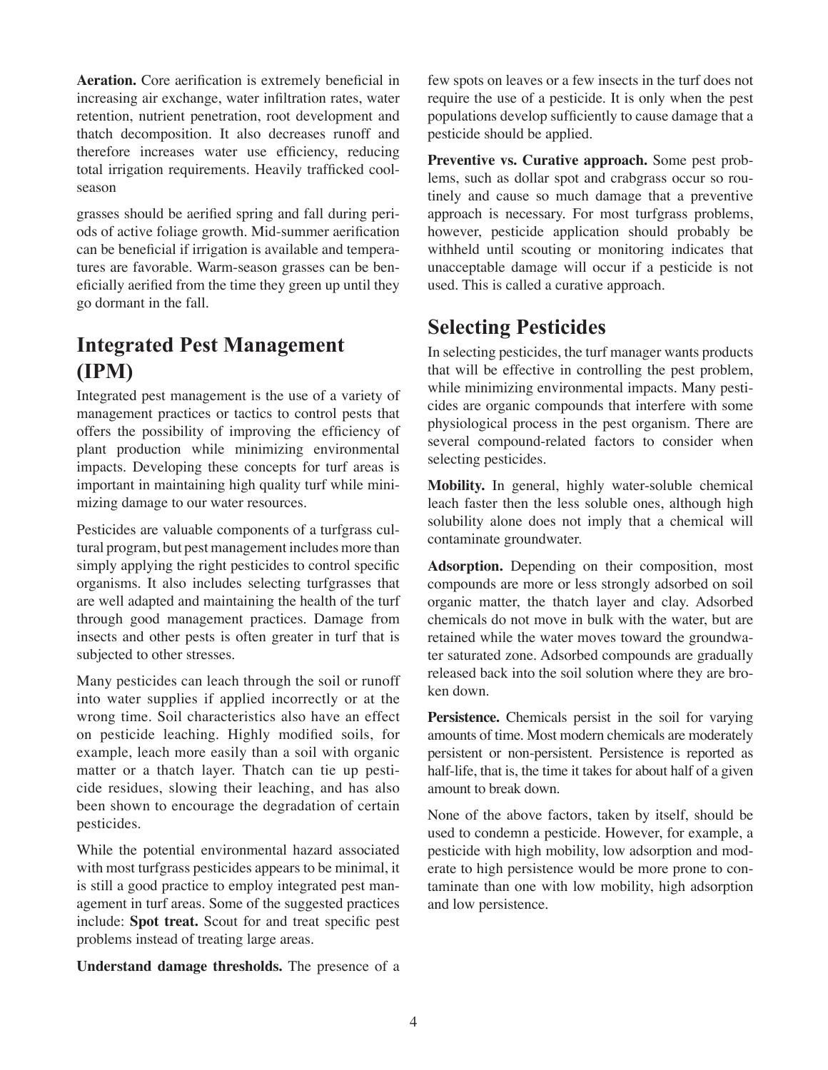**Aeration.** Core aerification is extremely beneficial in increasing air exchange, water infiltration rates, water retention, nutrient penetration, root development and thatch decomposition. It also decreases runoff and therefore increases water use efficiency, reducing total irrigation requirements. Heavily trafficked cool-season

grasses should be aerified spring and fall during periods of active foliage growth. Mid-summer aerification can be beneficial if irrigation is available and temperatures are favorable. Warm-season grasses can be beneficially aerified from the time they green up until they go dormant in the fall.

## Integrated Pest Management (IPM)

Integrated pest management is the use of a variety of management practices or tactics to control pests that offers the possibility of improving the efficiency of plant production while minimizing environmental impacts. Developing these concepts for turf areas is important in maintaining high quality turf while minimizing damage to our water resources.

Pesticides are valuable components of a turfgrass cultural program, but pest management includes more than simply applying the right pesticides to control specific organisms. It also includes selecting turfgrasses that are well adapted and maintaining the health of the turf through good management practices. Damage from insects and other pests is often greater in turf that is subjected to other stresses.

Many pesticides can leach through the soil or runoff into water supplies if applied incorrectly or at the wrong time. Soil characteristics also have an effect on pesticide leaching. Highly modified soils, for example, leach more easily than a soil with organic matter or a thatch layer. Thatch can tie up pesticide residues, slowing their leaching, and has also been shown to encourage the degradation of certain pesticides.

While the potential environmental hazard associated with most turfgrass pesticides appears to be minimal, it is still a good practice to employ integrated pest management in turf areas. Some of the suggested practices include: **Spot treat.** Scout for and treat specific pest problems instead of treating large areas.

**Understand damage thresholds.** The presence of a few spots on leaves or a few insects in the turf does not require the use of a pesticide. It is only when the pest populations develop sufficiently to cause damage that a pesticide should be applied.

**Preventive vs. Curative approach.** Some pest problems, such as dollar spot and crabgrass occur so routinely and cause so much damage that a preventive approach is necessary. For most turfgrass problems, however, pesticide application should probably be withheld until scouting or monitoring indicates that unacceptable damage will occur if a pesticide is not used. This is called a curative approach.

## Selecting Pesticides

In selecting pesticides, the turf manager wants products that will be effective in controlling the pest problem, while minimizing environmental impacts. Many pesticides are organic compounds that interfere with some physiological process in the pest organism. There are several compound-related factors to consider when selecting pesticides.

**Mobility.** In general, highly water-soluble chemical leach faster then the less soluble ones, although high solubility alone does not imply that a chemical will contaminate groundwater.

**Adsorption.** Depending on their composition, most compounds are more or less strongly adsorbed on soil organic matter, the thatch layer and clay. Adsorbed chemicals do not move in bulk with the water, but are retained while the water moves toward the groundwater saturated zone. Adsorbed compounds are gradually released back into the soil solution where they are broken down.

**Persistence.** Chemicals persist in the soil for varying amounts of time. Most modern chemicals are moderately persistent or non-persistent. Persistence is reported as half-life, that is, the time it takes for about half of a given amount to break down.

None of the above factors, taken by itself, should be used to condemn a pesticide. However, for example, a pesticide with high mobility, low adsorption and moderate to high persistence would be more prone to contaminate than one with low mobility, high adsorption and low persistence.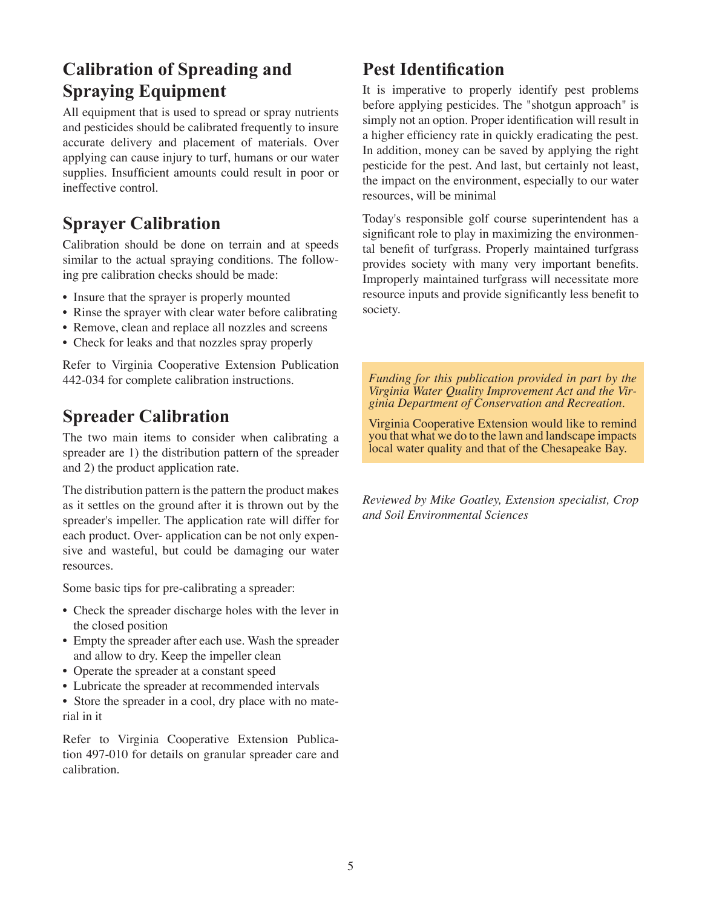## Calibration of Spreading and Spraying Equipment

All equipment that is used to spread or spray nutrients and pesticides should be calibrated frequently to insure accurate delivery and placement of materials. Over applying can cause injury to turf, humans or our water supplies. Insufficient amounts could result in poor or ineffective control.

## Sprayer Calibration

Calibration should be done on terrain and at speeds similar to the actual spraying conditions. The following pre calibration checks should be made:

- Insure that the sprayer is properly mounted
- Rinse the sprayer with clear water before calibrating
- Remove, clean and replace all nozzles and screens
- Check for leaks and that nozzles spray properly

Refer to Virginia Cooperative Extension Publication 442-034 for complete calibration instructions.

## Spreader Calibration

The two main items to consider when calibrating a spreader are 1) the distribution pattern of the spreader and 2) the product application rate.

The distribution pattern is the pattern the product makes as it settles on the ground after it is thrown out by the spreader's impeller. The application rate will differ for each product. Over- application can be not only expensive and wasteful, but could be damaging our water resources.

Some basic tips for pre-calibrating a spreader:

- Check the spreader discharge holes with the lever in the closed position
- Empty the spreader after each use. Wash the spreader and allow to dry. Keep the impeller clean
- Operate the spreader at a constant speed
- Lubricate the spreader at recommended intervals
- Store the spreader in a cool, dry place with no material in it

Refer to Virginia Cooperative Extension Publication 497-010 for details on granular spreader care and calibration.

## Pest Identification

It is imperative to properly identify pest problems before applying pesticides. The "shotgun approach" is simply not an option. Proper identification will result in a higher efficiency rate in quickly eradicating the pest. In addition, money can be saved by applying the right pesticide for the pest. And last, but certainly not least, the impact on the environment, especially to our water resources, will be minimal

Today's responsible golf course superintendent has a significant role to play in maximizing the environmental benefit of turfgrass. Properly maintained turfgrass provides society with many very important benefits. Improperly maintained turfgrass will necessitate more resource inputs and provide significantly less benefit to society.

*Funding for this publication provided in part by the Virginia Water Quality Improvement Act and the Virginia Department of Conservation and Recreation.*

Virginia Cooperative Extension would like to remind you that what we do to the lawn and landscape impacts local water quality and that of the Chesapeake Bay.

*Reviewed by Mike Goatley, Extension specialist, Crop and Soil Environmental Sciences*